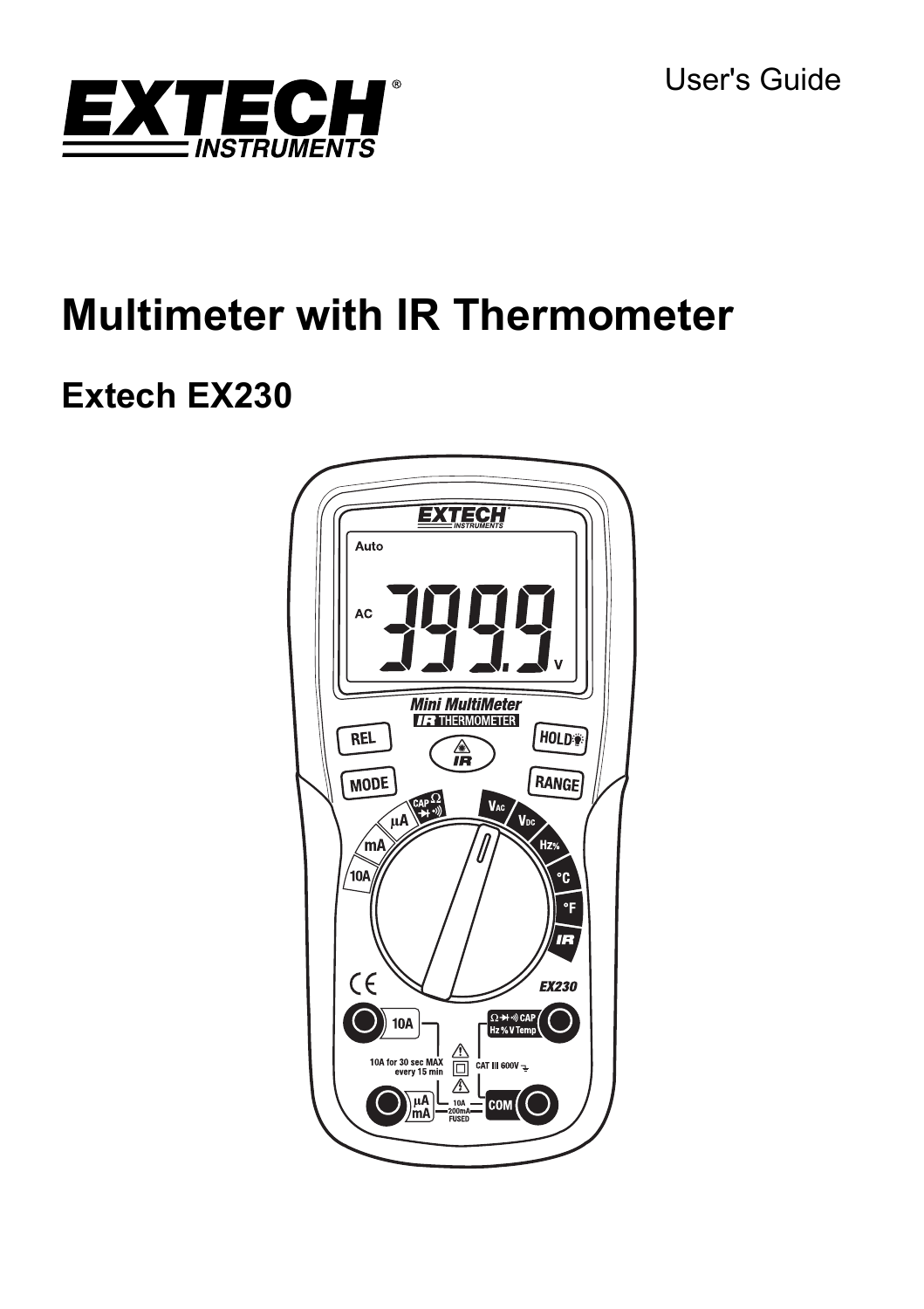User's Guide

# Multimeter with IR Thermometer

## Extech EX230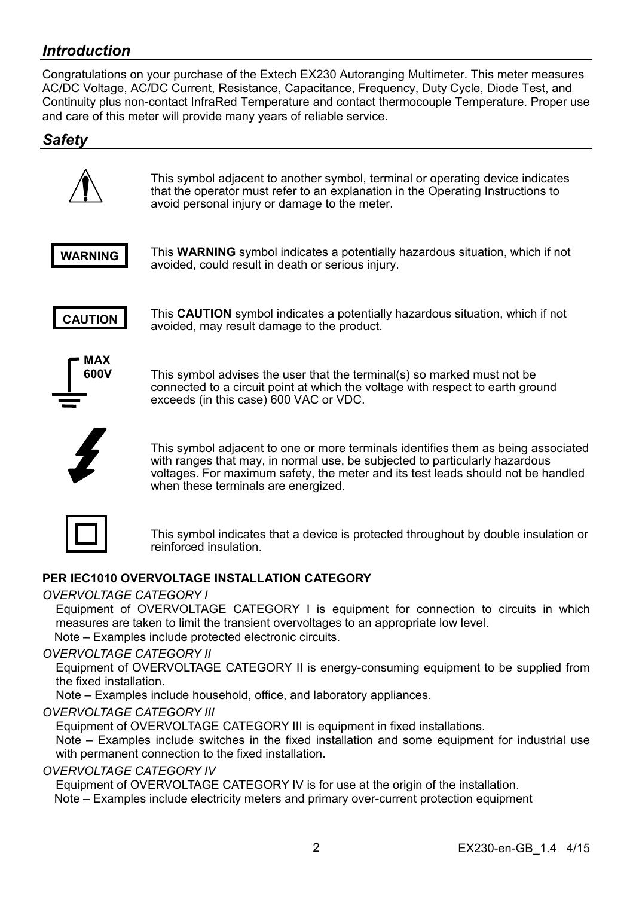## *Introduction*

Congratulations on your purchase of the Extech EX230 Autoranging Multimeter. This meter measures AC/DC Voltage, AC/DC Current, Resistance, Capacitance, Frequency, Duty Cycle, Diode Test, and Continuity plus non-contact InfraRed Temperature and contact thermocouple Temperature. Proper use and care of this meter will provide many years of reliable service.

## *Safety*

This symbol adjacent to another symbol, terminal or operating device indicates that the operator must refer to an explanation in the Operating Instructions to avoid personal injury or damage to the meter.

**WARNING** — This **WARNING** symbol indicates a potentially hazardous situation, which if not avoided, could result in death or serious injury.

**CAUTION** — This **CAUTION** symbol indicates a potentially hazardous situation, which if not avoided, may result damage to the product.

**MAX 600V** — This symbol advises the user that the terminal(s) so marked must not be connected to a circuit point at which the voltage with respect to earth ground exceeds (in this case) 600 VAC or VDC.

This symbol adjacent to one or more terminals identifies them as being associated with ranges that may, in normal use, be subjected to particularly hazardous voltages. For maximum safety, the meter and its test leads should not be handled when these terminals are energized.

This symbol indicates that a device is protected throughout by double insulation or reinforced insulation.

**PER IEC1010 OVERVOLTAGE INSTALLATION CATEGORY**

*OVERVOLTAGE CATEGORY I*

Equipment of OVERVOLTAGE CATEGORY I is equipment for connection to circuits in which measures are taken to limit the transient overvoltages to an appropriate low level.

Note – Examples include protected electronic circuits.

*OVERVOLTAGE CATEGORY II*

Equipment of OVERVOLTAGE CATEGORY II is energy-consuming equipment to be supplied from the fixed installation.

Note – Examples include household, office, and laboratory appliances.

*OVERVOLTAGE CATEGORY III*

Equipment of OVERVOLTAGE CATEGORY III is equipment in fixed installations.

Note – Examples include switches in the fixed installation and some equipment for industrial use with permanent connection to the fixed installation.

*OVERVOLTAGE CATEGORY IV*

Equipment of OVERVOLTAGE CATEGORY IV is for use at the origin of the installation.

Note – Examples include electricity meters and primary over-current protection equipment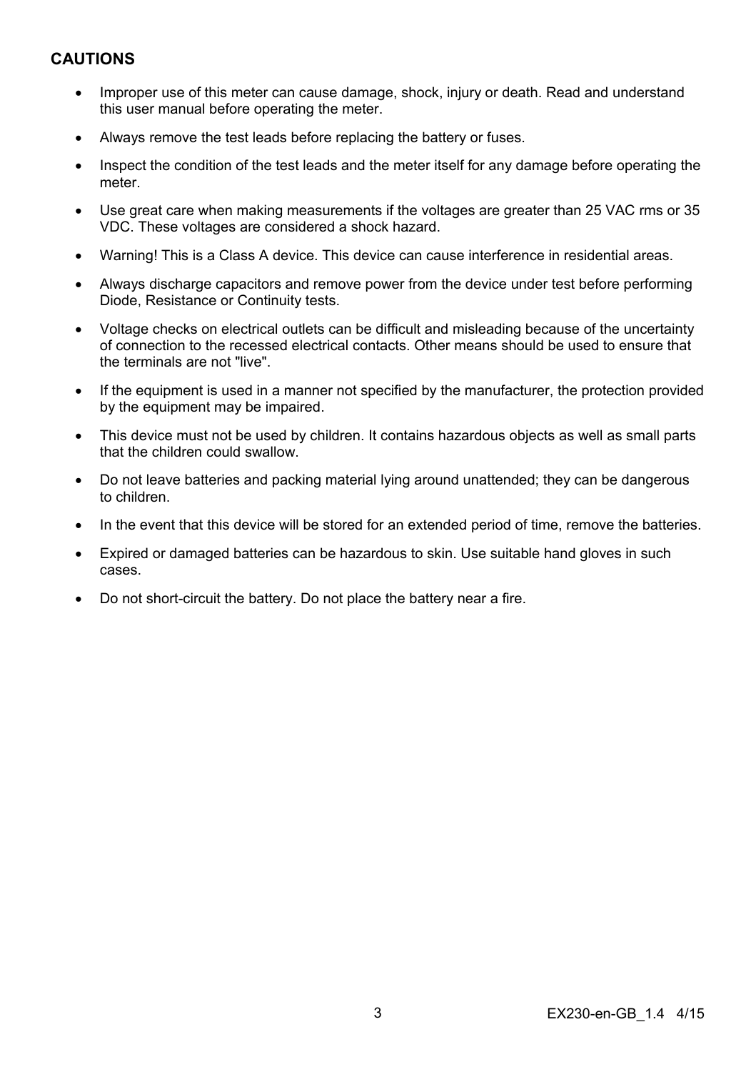## CAUTIONS

- Improper use of this meter can cause damage, shock, injury or death. Read and understand this user manual before operating the meter.
- Always remove the test leads before replacing the battery or fuses.
- Inspect the condition of the test leads and the meter itself for any damage before operating the meter.
- Use great care when making measurements if the voltages are greater than 25 VAC rms or 35 VDC. These voltages are considered a shock hazard.
- Warning! This is a Class A device. This device can cause interference in residential areas.
- Always discharge capacitors and remove power from the device under test before performing Diode, Resistance or Continuity tests.
- Voltage checks on electrical outlets can be difficult and misleading because of the uncertainty of connection to the recessed electrical contacts. Other means should be used to ensure that the terminals are not "live".
- If the equipment is used in a manner not specified by the manufacturer, the protection provided by the equipment may be impaired.
- This device must not be used by children. It contains hazardous objects as well as small parts that the children could swallow.
- Do not leave batteries and packing material lying around unattended; they can be dangerous to children.
- In the event that this device will be stored for an extended period of time, remove the batteries.
- Expired or damaged batteries can be hazardous to skin. Use suitable hand gloves in such cases.
- Do not short-circuit the battery. Do not place the battery near a fire.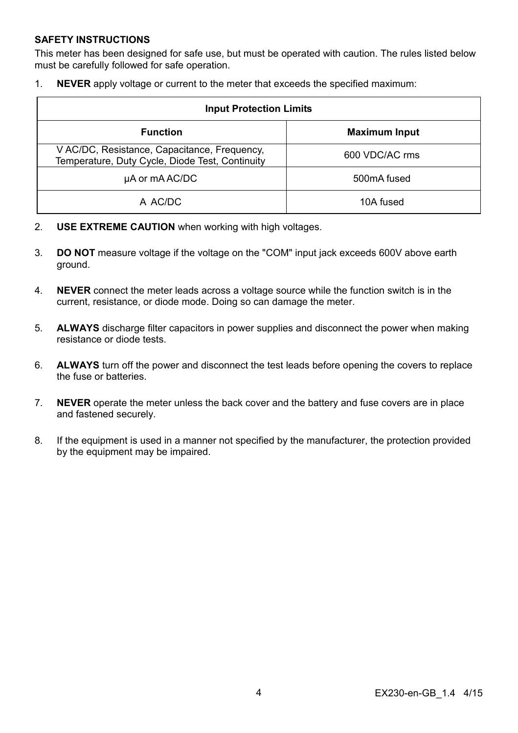**SAFETY INSTRUCTIONS**

This meter has been designed for safe use, but must be operated with caution. The rules listed below must be carefully followed for safe operation.

1. **NEVER** apply voltage or current to the meter that exceeds the specified maximum:

| Input Protection Limits | |
|---|---|
| **Function** | **Maximum Input** |
| V AC/DC, Resistance, Capacitance, Frequency, Temperature, Duty Cycle, Diode Test, Continuity | 600 VDC/AC rms |
| µA or mA AC/DC | 500mA fused |
| A AC/DC | 10A fused |

2. **USE EXTREME CAUTION** when working with high voltages.

3. **DO NOT** measure voltage if the voltage on the "COM" input jack exceeds 600V above earth ground.

4. **NEVER** connect the meter leads across a voltage source while the function switch is in the current, resistance, or diode mode. Doing so can damage the meter.

5. **ALWAYS** discharge filter capacitors in power supplies and disconnect the power when making resistance or diode tests.

6. **ALWAYS** turn off the power and disconnect the test leads before opening the covers to replace the fuse or batteries.

7. **NEVER** operate the meter unless the back cover and the battery and fuse covers are in place and fastened securely.

8. If the equipment is used in a manner not specified by the manufacturer, the protection provided by the equipment may be impaired.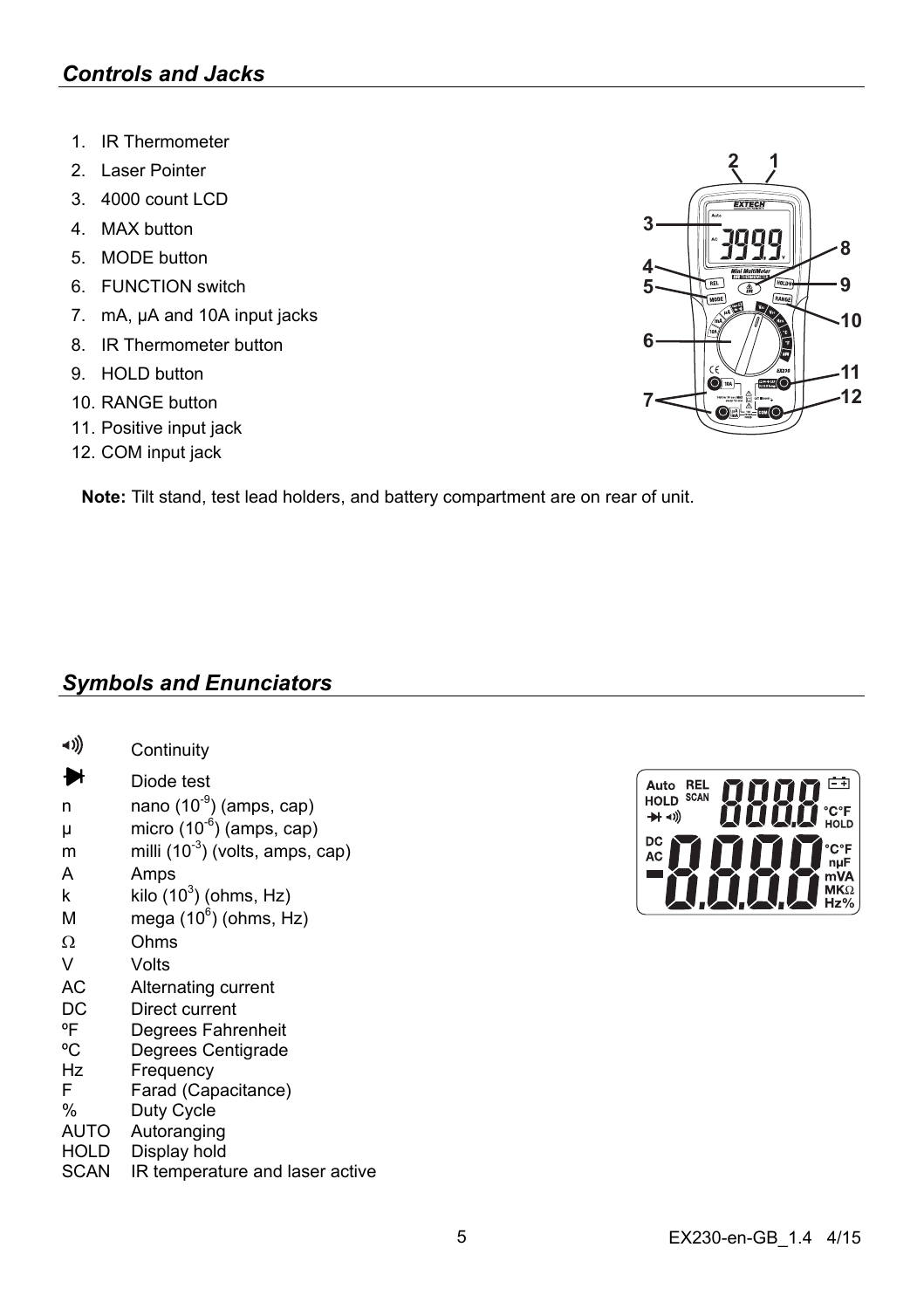## *Controls and Jacks*

1. IR Thermometer
2. Laser Pointer
3. 4000 count LCD
4. MAX button
5. MODE button
6. FUNCTION switch
7. mA, µA and 10A input jacks
8. IR Thermometer button
9. HOLD button
10. RANGE button
11. Positive input jack
12. COM input jack

**Note:** Tilt stand, test lead holders, and battery compartment are on rear of unit.

## *Symbols and Enunciators*

| | |
|---|---|
| ◄)) | Continuity |
| ➔| | Diode test |
| n | nano ($10^{-9}$) (amps, cap) |
| µ | micro ($10^{-6}$) (amps, cap) |
| m | milli ($10^{-3}$) (volts, amps, cap) |
| A | Amps |
| k | kilo ($10^{3}$) (ohms, Hz) |
| M | mega ($10^{6}$) (ohms, Hz) |
| Ω | Ohms |
| V | Volts |
| AC | Alternating current |
| DC | Direct current |
| ºF | Degrees Fahrenheit |
| ºC | Degrees Centigrade |
| Hz | Frequency |
| F | Farad (Capacitance) |
| % | Duty Cycle |
| AUTO | Autoranging |
| HOLD | Display hold |
| SCAN | IR temperature and laser active |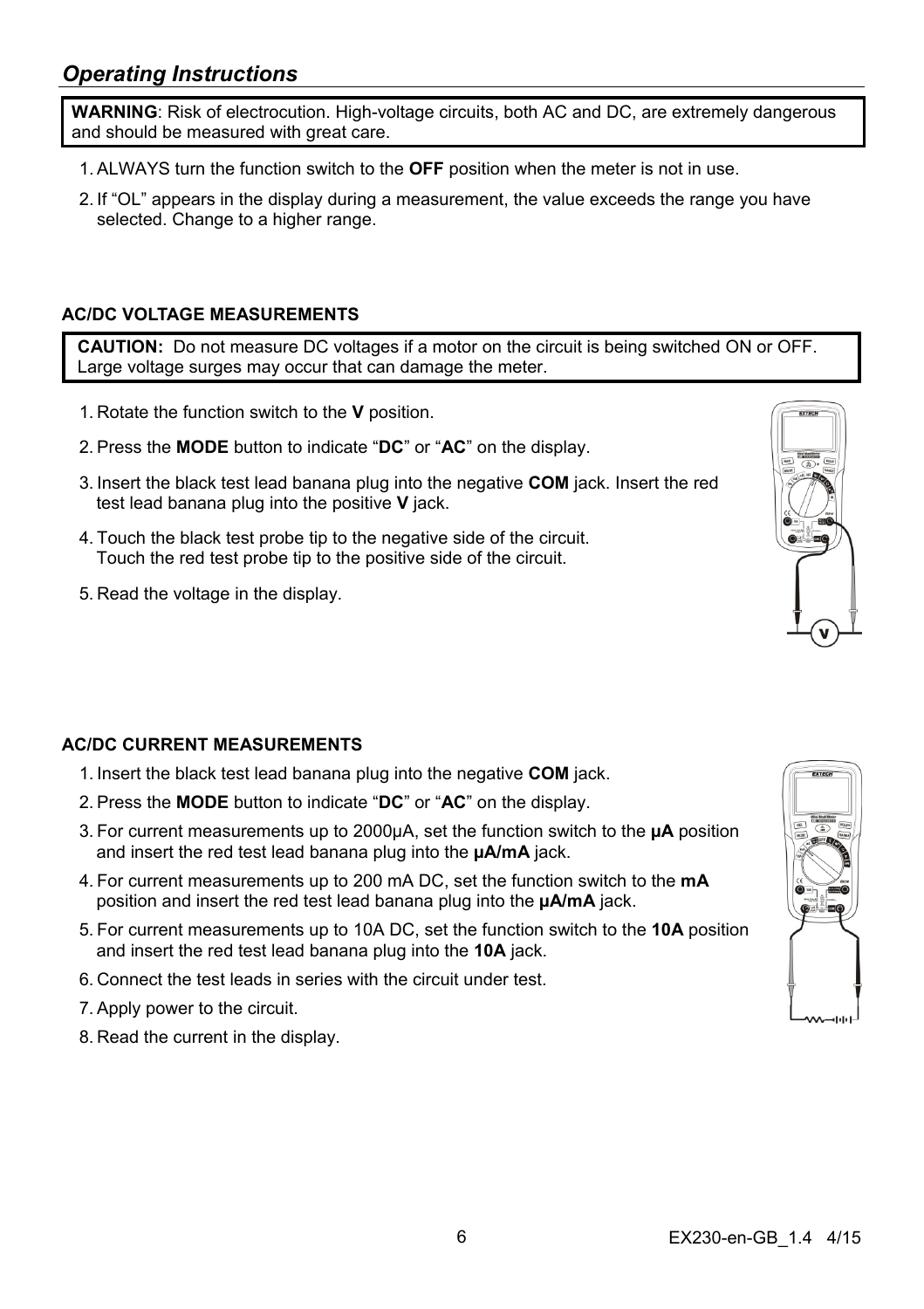## *Operating Instructions*

**WARNING**: Risk of electrocution. High-voltage circuits, both AC and DC, are extremely dangerous and should be measured with great care.

1. ALWAYS turn the function switch to the **OFF** position when the meter is not in use.
2. If "OL" appears in the display during a measurement, the value exceeds the range you have selected. Change to a higher range.

### AC/DC VOLTAGE MEASUREMENTS

**CAUTION:** Do not measure DC voltages if a motor on the circuit is being switched ON or OFF. Large voltage surges may occur that can damage the meter.

1. Rotate the function switch to the **V** position.
2. Press the **MODE** button to indicate "**DC**" or "**AC**" on the display.
3. Insert the black test lead banana plug into the negative **COM** jack. Insert the red test lead banana plug into the positive **V** jack.
4. Touch the black test probe tip to the negative side of the circuit. Touch the red test probe tip to the positive side of the circuit.
5. Read the voltage in the display.

### AC/DC CURRENT MEASUREMENTS

1. Insert the black test lead banana plug into the negative **COM** jack.
2. Press the **MODE** button to indicate "**DC**" or "**AC**" on the display.
3. For current measurements up to 2000µA, set the function switch to the **µA** position and insert the red test lead banana plug into the **µA/mA** jack.
4. For current measurements up to 200 mA DC, set the function switch to the **mA** position and insert the red test lead banana plug into the **µA/mA** jack.
5. For current measurements up to 10A DC, set the function switch to the **10A** position and insert the red test lead banana plug into the **10A** jack.
6. Connect the test leads in series with the circuit under test.
7. Apply power to the circuit.
8. Read the current in the display.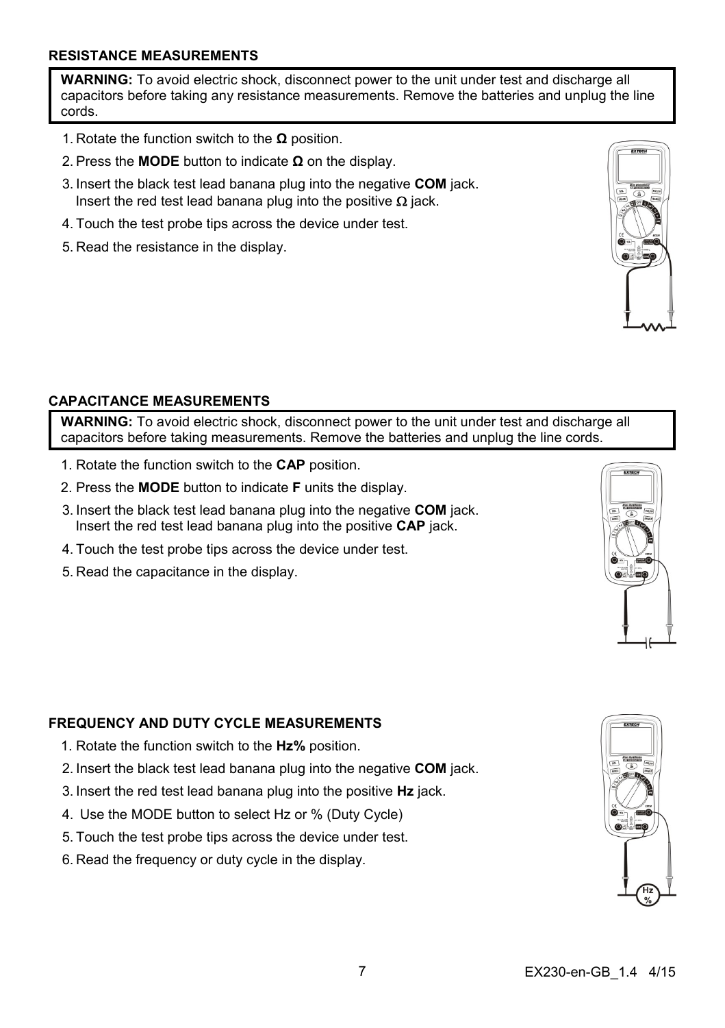## RESISTANCE MEASUREMENTS

**WARNING:** To avoid electric shock, disconnect power to the unit under test and discharge all capacitors before taking any resistance measurements. Remove the batteries and unplug the line cords.

1. Rotate the function switch to the **Ω** position.
2. Press the **MODE** button to indicate **Ω** on the display.
3. Insert the black test lead banana plug into the negative **COM** jack. Insert the red test lead banana plug into the positive Ω jack.
4. Touch the test probe tips across the device under test.
5. Read the resistance in the display.

## CAPACITANCE MEASUREMENTS

**WARNING:** To avoid electric shock, disconnect power to the unit under test and discharge all capacitors before taking measurements. Remove the batteries and unplug the line cords.

1. Rotate the function switch to the **CAP** position.
2. Press the **MODE** button to indicate **F** units the display.
3. Insert the black test lead banana plug into the negative **COM** jack. Insert the red test lead banana plug into the positive **CAP** jack.
4. Touch the test probe tips across the device under test.
5. Read the capacitance in the display.

## FREQUENCY AND DUTY CYCLE MEASUREMENTS

1. Rotate the function switch to the **Hz%** position.
2. Insert the black test lead banana plug into the negative **COM** jack.
3. Insert the red test lead banana plug into the positive **Hz** jack.
4. Use the MODE button to select Hz or % (Duty Cycle)
5. Touch the test probe tips across the device under test.
6. Read the frequency or duty cycle in the display.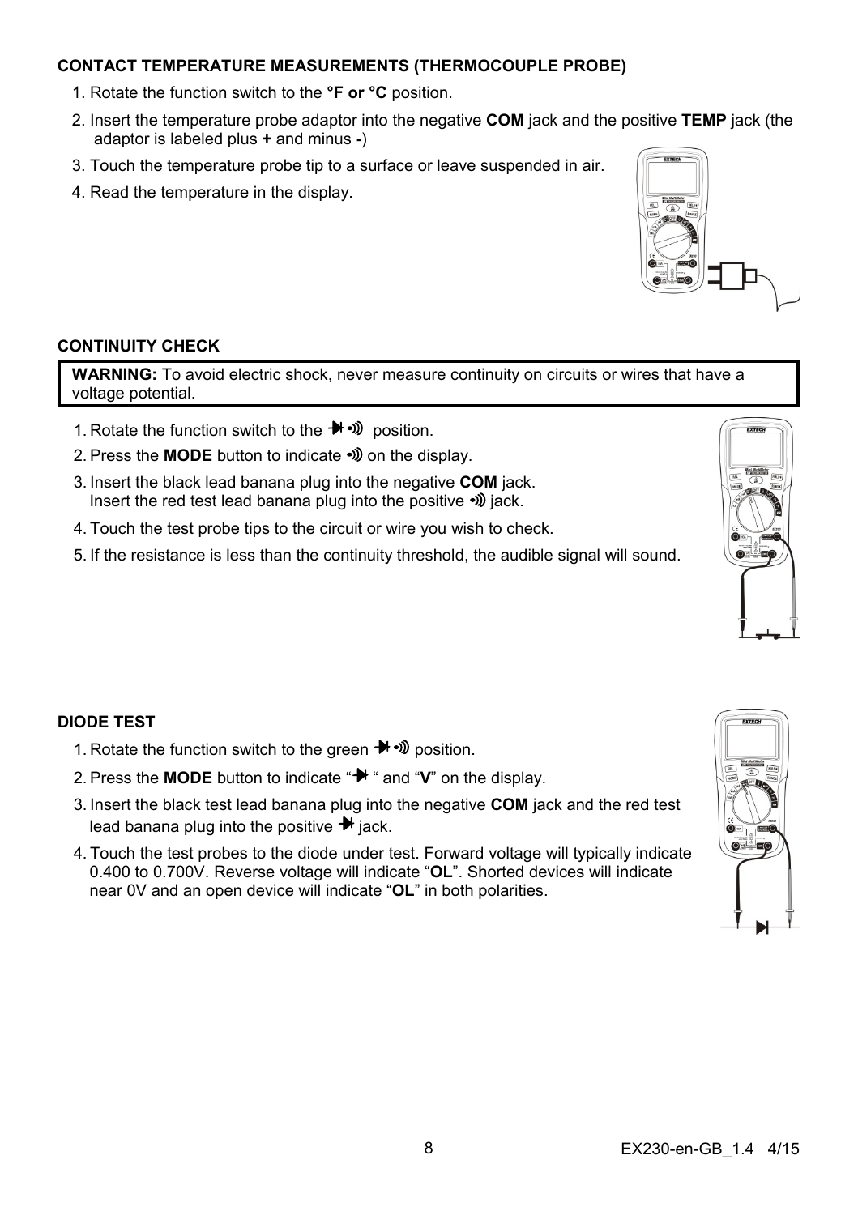### CONTACT TEMPERATURE MEASUREMENTS (THERMOCOUPLE PROBE)

1. Rotate the function switch to the **°F or °C** position.
2. Insert the temperature probe adaptor into the negative **COM** jack and the positive **TEMP** jack (the adaptor is labeled plus **+** and minus **-**)
3. Touch the temperature probe tip to a surface or leave suspended in air.
4. Read the temperature in the display.

### CONTINUITY CHECK

**WARNING:** To avoid electric shock, never measure continuity on circuits or wires that have a voltage potential.

1. Rotate the function switch to the ➔•))) position.
2. Press the **MODE** button to indicate •))) on the display.
3. Insert the black lead banana plug into the negative **COM** jack.
   Insert the red test lead banana plug into the positive •))) jack.
4. Touch the test probe tips to the circuit or wire you wish to check.
5. If the resistance is less than the continuity threshold, the audible signal will sound.

### DIODE TEST

1. Rotate the function switch to the green ➔•))) position.
2. Press the **MODE** button to indicate "➔ " and "**V**" on the display.
3. Insert the black test lead banana plug into the negative **COM** jack and the red test lead banana plug into the positive ➔ jack.
4. Touch the test probes to the diode under test. Forward voltage will typically indicate 0.400 to 0.700V. Reverse voltage will indicate "**OL**". Shorted devices will indicate near 0V and an open device will indicate "**OL**" in both polarities.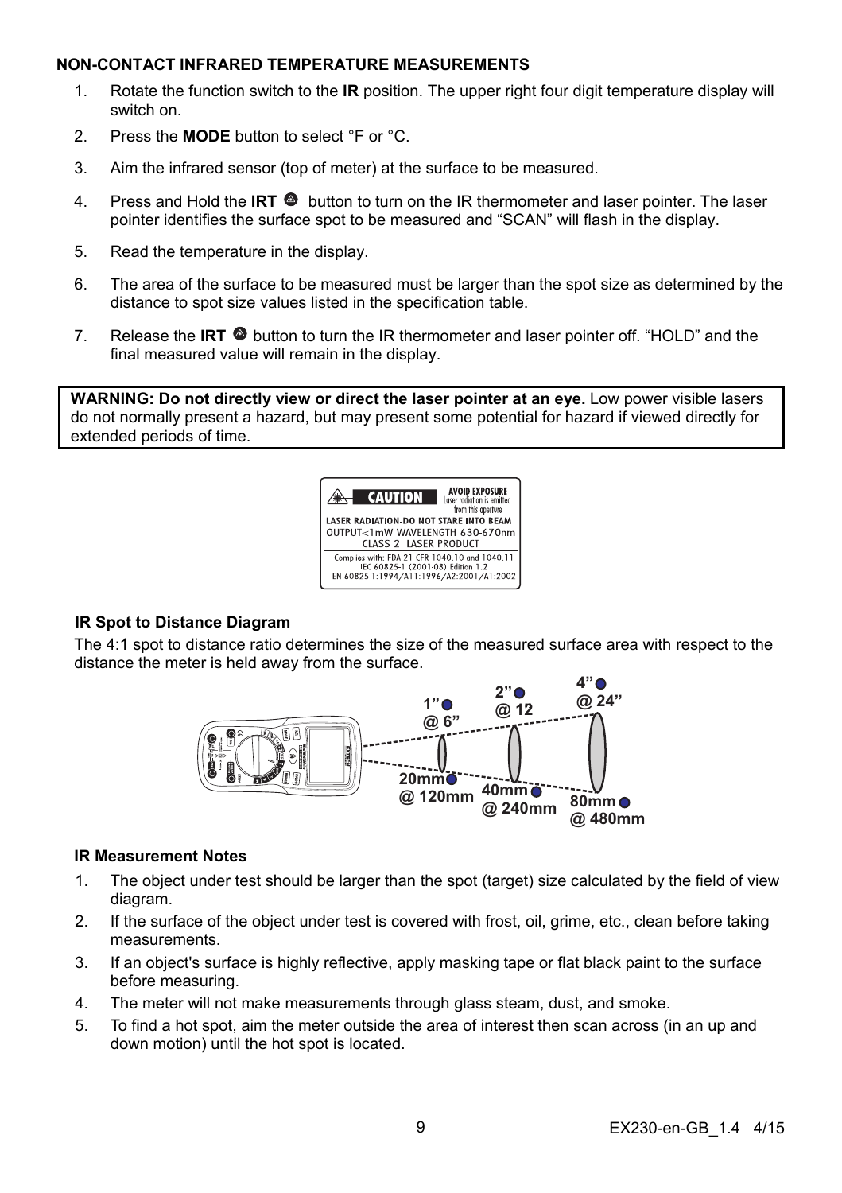## NON-CONTACT INFRARED TEMPERATURE MEASUREMENTS

1. Rotate the function switch to the **IR** position. The upper right four digit temperature display will switch on.
2. Press the **MODE** button to select °F or °C.
3. Aim the infrared sensor (top of meter) at the surface to be measured.
4. Press and Hold the **IRT** button to turn on the IR thermometer and laser pointer. The laser pointer identifies the surface spot to be measured and “SCAN” will flash in the display.
5. Read the temperature in the display.
6. The area of the surface to be measured must be larger than the spot size as determined by the distance to spot size values listed in the specification table.
7. Release the **IRT** button to turn the IR thermometer and laser pointer off. “HOLD” and the final measured value will remain in the display.

**WARNING: Do not directly view or direct the laser pointer at an eye.** Low power visible lasers do not normally present a hazard, but may present some potential for hazard if viewed directly for extended periods of time.

CAUTION
AVOID EXPOSURE Laser radiation is emitted from this aperture
LASER RADIATION-DO NOT STARE INTO BEAM
OUTPUT<1mW WAVELENGTH 630-670nm
CLASS 2 LASER PRODUCT
Complies with: FDA 21 CFR 1040.10 and 1040.11
IEC 60825-1 (2001-08) Edition 1.2
EN 60825-1:1994/A11:1996/A2:2001/A1:2002

### IR Spot to Distance Diagram

The 4:1 spot to distance ratio determines the size of the measured surface area with respect to the distance the meter is held away from the surface.

1” @ 6” — 2” @ 12 — 4” @ 24”

20mm @ 120mm — 40mm @ 240mm — 80mm @ 480mm

### IR Measurement Notes

1. The object under test should be larger than the spot (target) size calculated by the field of view diagram.
2. If the surface of the object under test is covered with frost, oil, grime, etc., clean before taking measurements.
3. If an object's surface is highly reflective, apply masking tape or flat black paint to the surface before measuring.
4. The meter will not make measurements through glass steam, dust, and smoke.
5. To find a hot spot, aim the meter outside the area of interest then scan across (in an up and down motion) until the hot spot is located.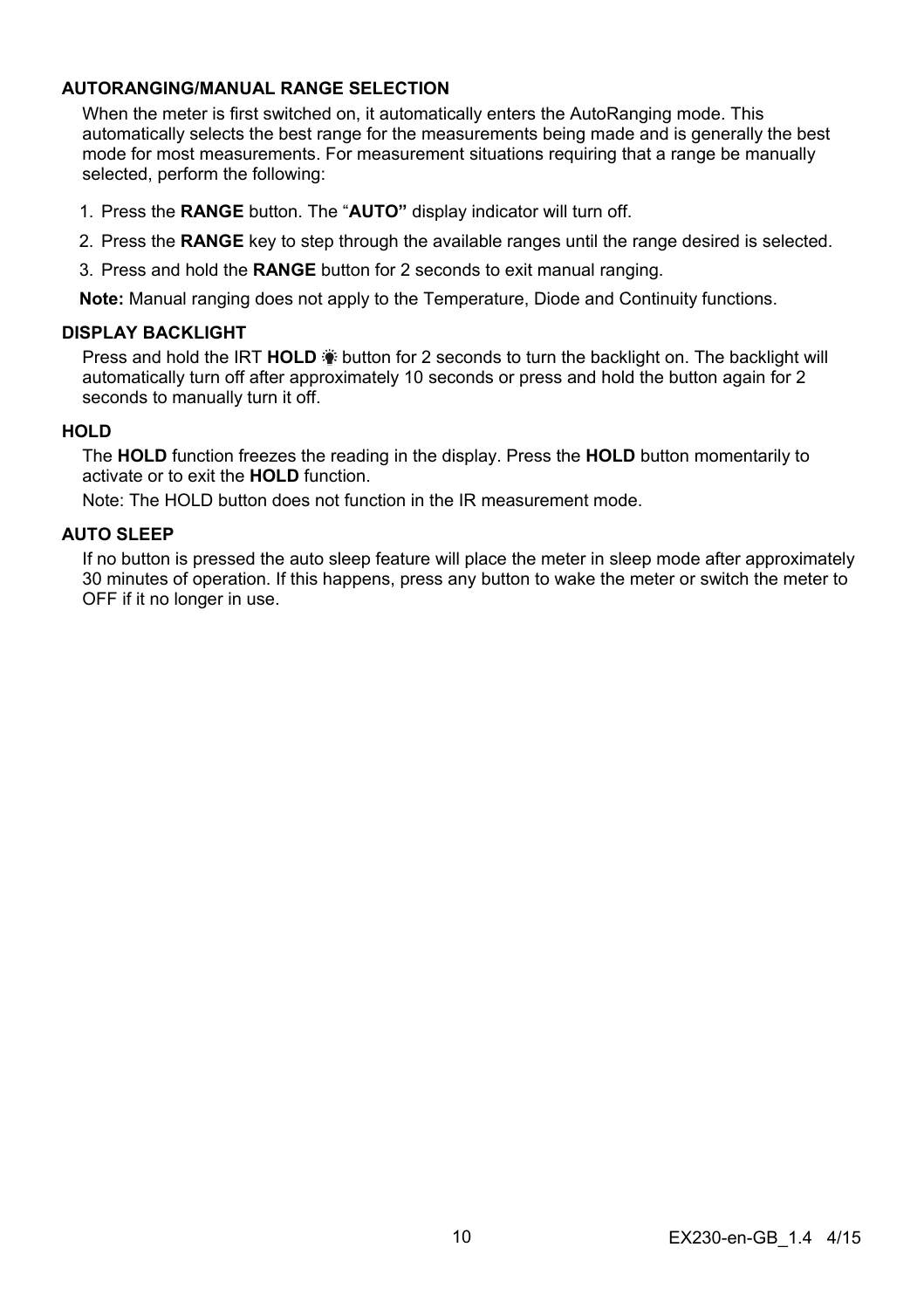## AUTORANGING/MANUAL RANGE SELECTION

When the meter is first switched on, it automatically enters the AutoRanging mode. This automatically selects the best range for the measurements being made and is generally the best mode for most measurements. For measurement situations requiring that a range be manually selected, perform the following:

1. Press the **RANGE** button. The "**AUTO"** display indicator will turn off.
2. Press the **RANGE** key to step through the available ranges until the range desired is selected.
3. Press and hold the **RANGE** button for 2 seconds to exit manual ranging.

**Note:** Manual ranging does not apply to the Temperature, Diode and Continuity functions.

## DISPLAY BACKLIGHT

Press and hold the IRT **HOLD** ☀ button for 2 seconds to turn the backlight on. The backlight will automatically turn off after approximately 10 seconds or press and hold the button again for 2 seconds to manually turn it off.

## HOLD

The **HOLD** function freezes the reading in the display. Press the **HOLD** button momentarily to activate or to exit the **HOLD** function.

Note: The HOLD button does not function in the IR measurement mode.

## AUTO SLEEP

If no button is pressed the auto sleep feature will place the meter in sleep mode after approximately 30 minutes of operation. If this happens, press any button to wake the meter or switch the meter to OFF if it no longer in use.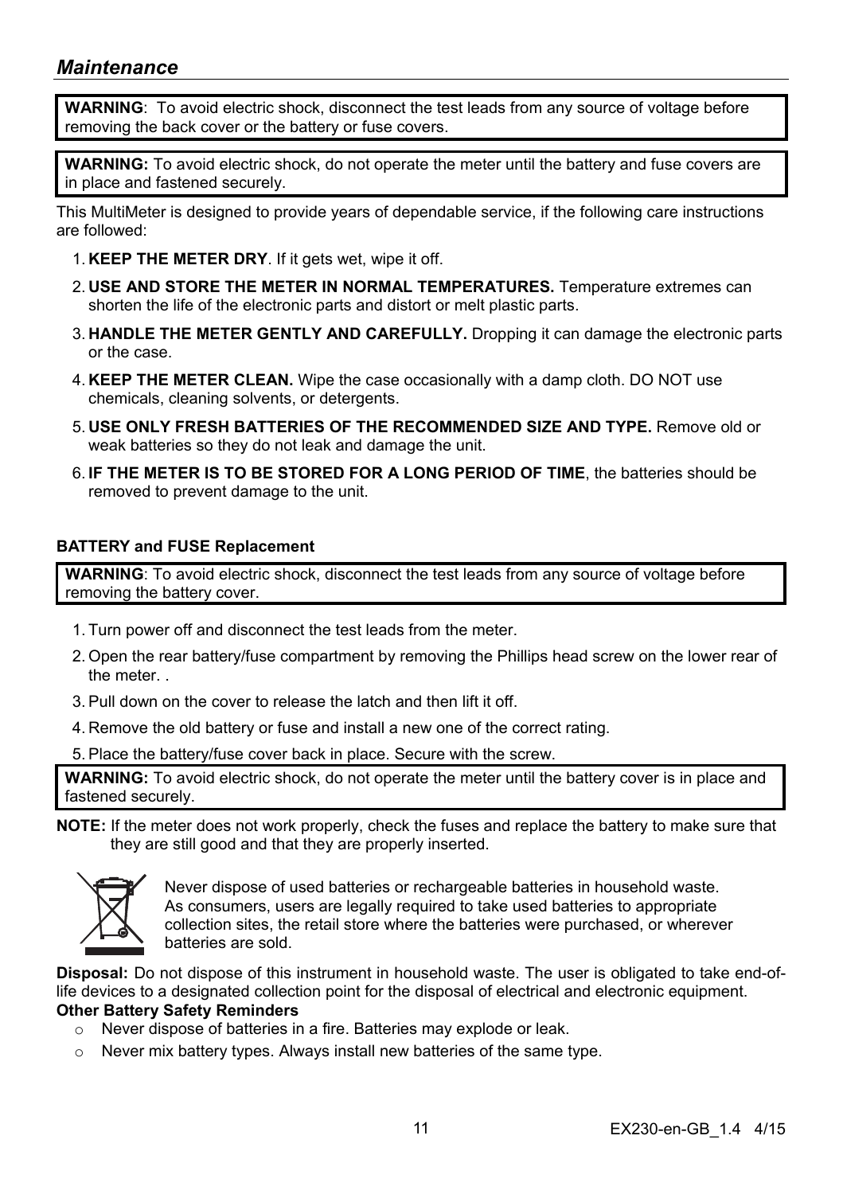## *Maintenance*

**WARNING**: To avoid electric shock, disconnect the test leads from any source of voltage before removing the back cover or the battery or fuse covers.

**WARNING:** To avoid electric shock, do not operate the meter until the battery and fuse covers are in place and fastened securely.

This MultiMeter is designed to provide years of dependable service, if the following care instructions are followed:

1. **KEEP THE METER DRY**. If it gets wet, wipe it off.
2. **USE AND STORE THE METER IN NORMAL TEMPERATURES.** Temperature extremes can shorten the life of the electronic parts and distort or melt plastic parts.
3. **HANDLE THE METER GENTLY AND CAREFULLY.** Dropping it can damage the electronic parts or the case.
4. **KEEP THE METER CLEAN.** Wipe the case occasionally with a damp cloth. DO NOT use chemicals, cleaning solvents, or detergents.
5. **USE ONLY FRESH BATTERIES OF THE RECOMMENDED SIZE AND TYPE.** Remove old or weak batteries so they do not leak and damage the unit.
6. **IF THE METER IS TO BE STORED FOR A LONG PERIOD OF TIME**, the batteries should be removed to prevent damage to the unit.

**BATTERY and FUSE Replacement**

**WARNING**: To avoid electric shock, disconnect the test leads from any source of voltage before removing the battery cover.

1. Turn power off and disconnect the test leads from the meter.
2. Open the rear battery/fuse compartment by removing the Phillips head screw on the lower rear of the meter. .
3. Pull down on the cover to release the latch and then lift it off.
4. Remove the old battery or fuse and install a new one of the correct rating.
5. Place the battery/fuse cover back in place. Secure with the screw.

**WARNING:** To avoid electric shock, do not operate the meter until the battery cover is in place and fastened securely.

**NOTE:** If the meter does not work properly, check the fuses and replace the battery to make sure that they are still good and that they are properly inserted.

Never dispose of used batteries or rechargeable batteries in household waste. As consumers, users are legally required to take used batteries to appropriate collection sites, the retail store where the batteries were purchased, or wherever batteries are sold.

**Disposal:** Do not dispose of this instrument in household waste. The user is obligated to take end-of-life devices to a designated collection point for the disposal of electrical and electronic equipment.

**Other Battery Safety Reminders**

- Never dispose of batteries in a fire. Batteries may explode or leak.
- Never mix battery types. Always install new batteries of the same type.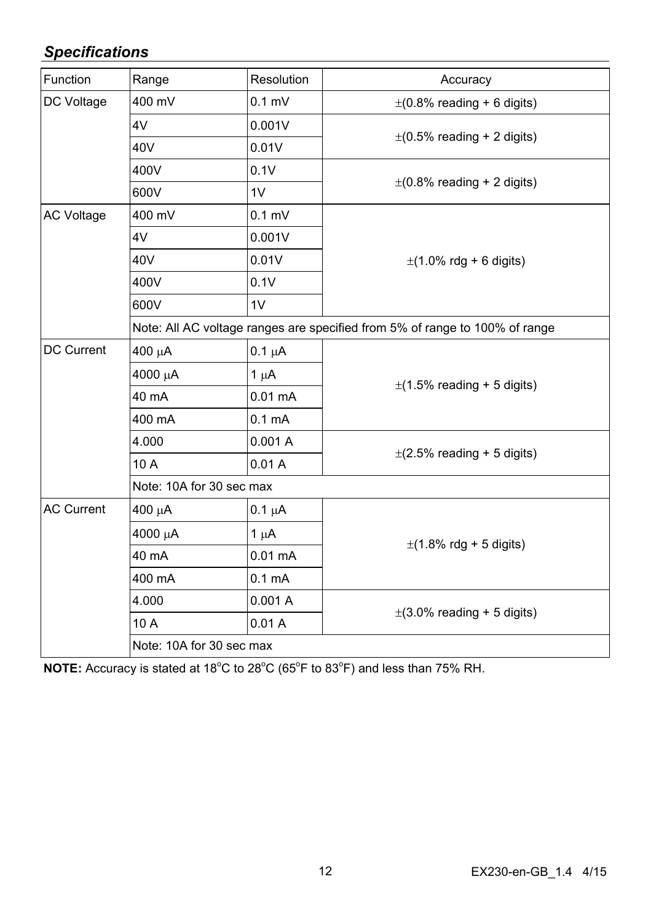## *Specifications*

| Function | Range | Resolution | Accuracy |
|---|---|---|---|
| DC Voltage | 400 mV | 0.1 mV | ±(0.8% reading + 6 digits) |
| | 4V | 0.001V | ±(0.5% reading + 2 digits) |
| | 40V | 0.01V | |
| | 400V | 0.1V | ±(0.8% reading + 2 digits) |
| | 600V | 1V | |
| AC Voltage | 400 mV | 0.1 mV | ±(1.0% rdg + 6 digits) |
| | 4V | 0.001V | |
| | 40V | 0.01V | |
| | 400V | 0.1V | |
| | 600V | 1V | |
| | Note: All AC voltage ranges are specified from 5% of range to 100% of range | | |
| DC Current | 400 μA | 0.1 μA | ±(1.5% reading + 5 digits) |
| | 4000 μA | 1 μA | |
| | 40 mA | 0.01 mA | |
| | 400 mA | 0.1 mA | |
| | 4.000 | 0.001 A | ±(2.5% reading + 5 digits) |
| | 10 A | 0.01 A | |
| | Note: 10A for 30 sec max | | |
| AC Current | 400 μA | 0.1 μA | ±(1.8% rdg + 5 digits) |
| | 4000 μA | 1 μA | |
| | 40 mA | 0.01 mA | |
| | 400 mA | 0.1 mA | |
| | 4.000 | 0.001 A | ±(3.0% reading + 5 digits) |
| | 10 A | 0.01 A | |
| | Note: 10A for 30 sec max | | |

**NOTE:** Accuracy is stated at 18°C to 28°C (65°F to 83°F) and less than 75% RH.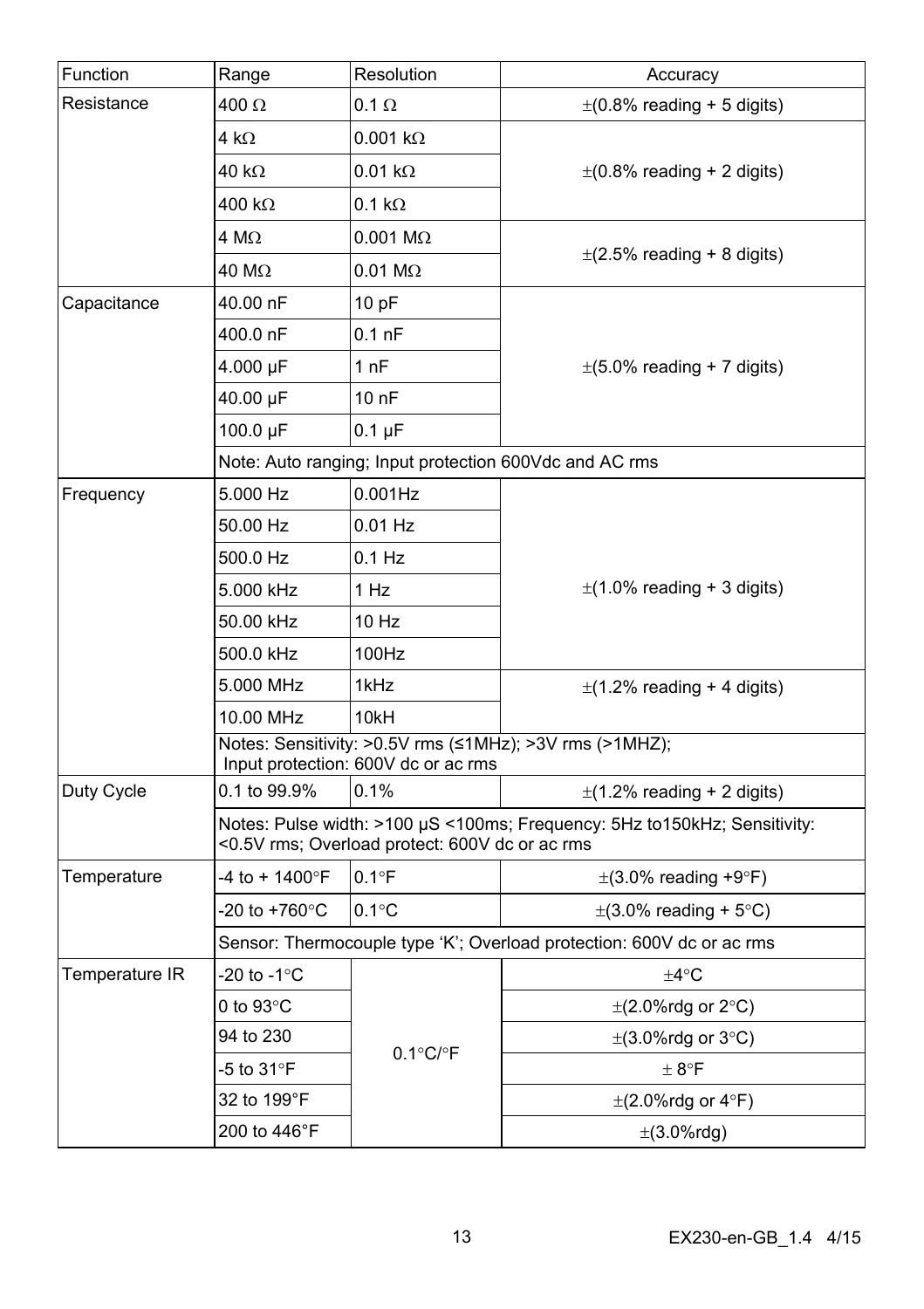| Function | Range | Resolution | Accuracy |
|---|---|---|---|
| Resistance | 400 Ω | 0.1 Ω | ±(0.8% reading + 5 digits) |
| | 4 kΩ | 0.001 kΩ | ±(0.8% reading + 2 digits) |
| | 40 kΩ | 0.01 kΩ | |
| | 400 kΩ | 0.1 kΩ | |
| | 4 MΩ | 0.001 MΩ | ±(2.5% reading + 8 digits) |
| | 40 MΩ | 0.01 MΩ | |
| Capacitance | 40.00 nF | 10 pF | ±(5.0% reading + 7 digits) |
| | 400.0 nF | 0.1 nF | |
| | 4.000 µF | 1 nF | |
| | 40.00 µF | 10 nF | |
| | 100.0 µF | 0.1 µF | |
| | Note: Auto ranging; Input protection 600Vdc and AC rms | | |
| Frequency | 5.000 Hz | 0.001Hz | ±(1.0% reading + 3 digits) |
| | 50.00 Hz | 0.01 Hz | |
| | 500.0 Hz | 0.1 Hz | |
| | 5.000 kHz | 1 Hz | |
| | 50.00 kHz | 10 Hz | |
| | 500.0 kHz | 100Hz | |
| | 5.000 MHz | 1kHz | ±(1.2% reading + 4 digits) |
| | 10.00 MHz | 10kH | |
| | Notes: Sensitivity: >0.5V rms (≤1MHz); >3V rms (>1MHZ); Input protection: 600V dc or ac rms | | |
| Duty Cycle | 0.1 to 99.9% | 0.1% | ±(1.2% reading + 2 digits) |
| | Notes: Pulse width: >100 µS <100ms; Frequency: 5Hz to150kHz; Sensitivity: <0.5V rms; Overload protect: 600V dc or ac rms | | |
| Temperature | -4 to + 1400°F | 0.1°F | ±(3.0% reading +9°F) |
| | -20 to +760°C | 0.1°C | ±(3.0% reading + 5°C) |
| | Sensor: Thermocouple type 'K'; Overload protection: 600V dc or ac rms | | |
| Temperature IR | -20 to -1°C | 0.1°C/°F | ±4°C |
| | 0 to 93°C | | ±(2.0%rdg or 2°C) |
| | 94 to 230 | | ±(3.0%rdg or 3°C) |
| | -5 to 31°F | | ± 8°F |
| | 32 to 199°F | | ±(2.0%rdg or 4°F) |
| | 200 to 446°F | | ±(3.0%rdg) |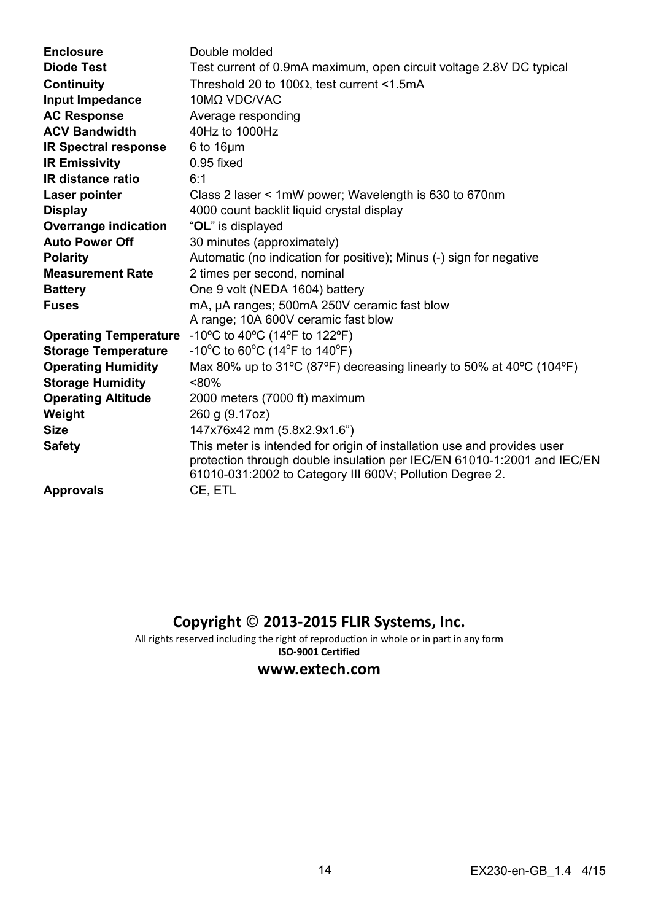| | |
|---|---|
| **Enclosure** | Double molded |
| **Diode Test** | Test current of 0.9mA maximum, open circuit voltage 2.8V DC typical |
| **Continuity** | Threshold 20 to 100Ω, test current <1.5mA |
| **Input Impedance** | 10MΩ VDC/VAC |
| **AC Response** | Average responding |
| **ACV Bandwidth** | 40Hz to 1000Hz |
| **IR Spectral response** | 6 to 16μm |
| **IR Emissivity** | 0.95 fixed |
| **IR distance ratio** | 6:1 |
| **Laser pointer** | Class 2 laser < 1mW power; Wavelength is 630 to 670nm |
| **Display** | 4000 count backlit liquid crystal display |
| **Overrange indication** | "**OL**" is displayed |
| **Auto Power Off** | 30 minutes (approximately) |
| **Polarity** | Automatic (no indication for positive); Minus (-) sign for negative |
| **Measurement Rate** | 2 times per second, nominal |
| **Battery** | One 9 volt (NEDA 1604) battery |
| **Fuses** | mA, µA ranges; 500mA 250V ceramic fast blow<br>A range; 10A 600V ceramic fast blow |
| **Operating Temperature** | -10ºC to 40ºC (14ºF to 122ºF) |
| **Storage Temperature** | -10°C to 60°C (14°F to 140°F) |
| **Operating Humidity** | Max 80% up to 31ºC (87ºF) decreasing linearly to 50% at 40ºC (104ºF) |
| **Storage Humidity** | <80% |
| **Operating Altitude** | 2000 meters (7000 ft) maximum |
| **Weight** | 260 g (9.17oz) |
| **Size** | 147x76x42 mm (5.8x2.9x1.6") |
| **Safety** | This meter is intended for origin of installation use and provides user protection through double insulation per IEC/EN 61010-1:2001 and IEC/EN 61010-031:2002 to Category III 600V; Pollution Degree 2. |
| **Approvals** | CE, ETL |

**Copyright © 2013-2015 FLIR Systems, Inc.**

All rights reserved including the right of reproduction in whole or in part in any form

**ISO-9001 Certified**

**www.extech.com**

EX230-en-GB_1.4 4/15